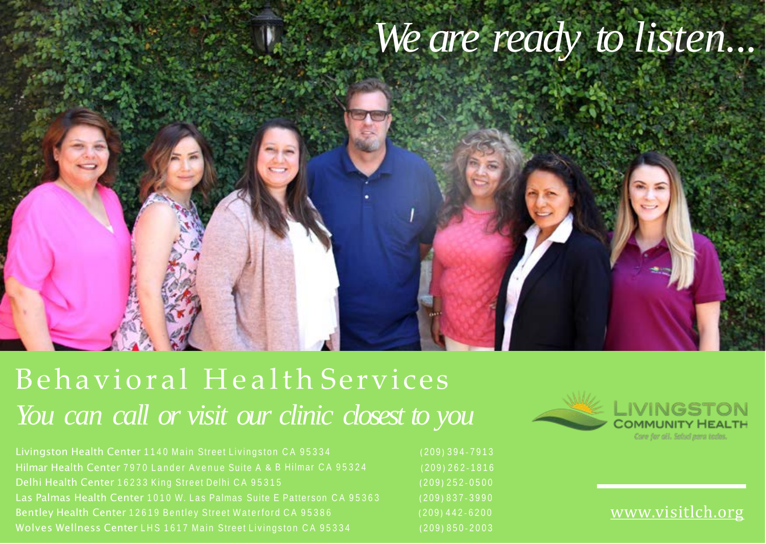*We are ready to listen...*

# Behavioral Health Services

*You can call or visit our clinic closest to you*

| Location | Address | Phone |
| --- | --- | --- |
| Livingston Health Center | 1140 Main Street Livingston CA 95334 | (209) 394-7913 |
| Hilmar Health Center | 7970 Lander Avenue Suite A & B Hilmar CA 95324 | (209) 262-1816 |
| Delhi Health Center | 16233 King Street Delhi CA 95315 | (209) 252-0500 |
| Las Palmas Health Center | 1010 W. Las Palmas Suite E Patterson CA 95363 | (209) 837-3990 |
| Bentley Health Center | 12619 Bentley Street Waterford CA 95386 | (209) 442-6200 |
| Wolves Wellness Center | LHS 1617 Main Street Livingston CA 95334 | (209) 850-2003 |

LIVINGSTON COMMUNITY HEALTH

*Care for all. Salud para todos.*

www.visitlch.org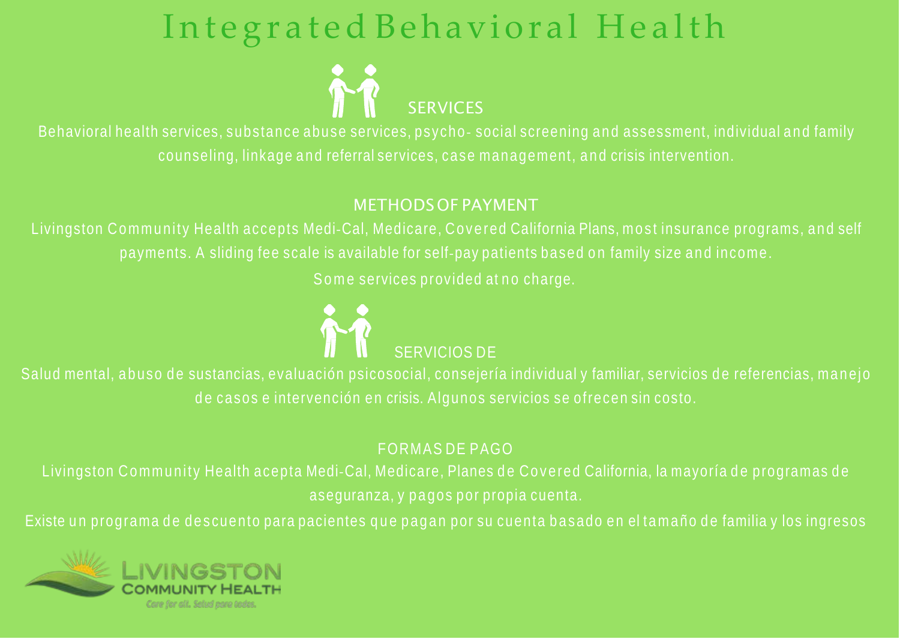# Integrated Behavioral Health

## SERVICES

Behavioral health services, substance abuse services, psycho- social screening and assessment, individual and family counseling, linkage and referral services, case management, and crisis intervention.

## METHODS OF PAYMENT

Livingston Community Health accepts Medi-Cal, Medicare, Covered California Plans, most insurance programs, and self payments. A sliding fee scale is available for self-pay patients based on family size and income.

Some services provided at no charge.

## SERVICIOS DE

Salud mental, abuso de sustancias, evaluación psicosocial, consejería individual y familiar, servicios de referencias, manejo de casos e intervención en crisis. Algunos servicios se ofrecen sin costo.

## FORMAS DE PAGO

Livingston Community Health acepta Medi-Cal, Medicare, Planes de Covered California, la mayoría de programas de aseguranza, y pagos por propia cuenta.

Existe un programa de descuento para pacientes que pagan por su cuenta basado en el tamaño de familia y los ingresos

LIVINGSTON COMMUNITY HEALTH

*Care for all. Salud para todos.*